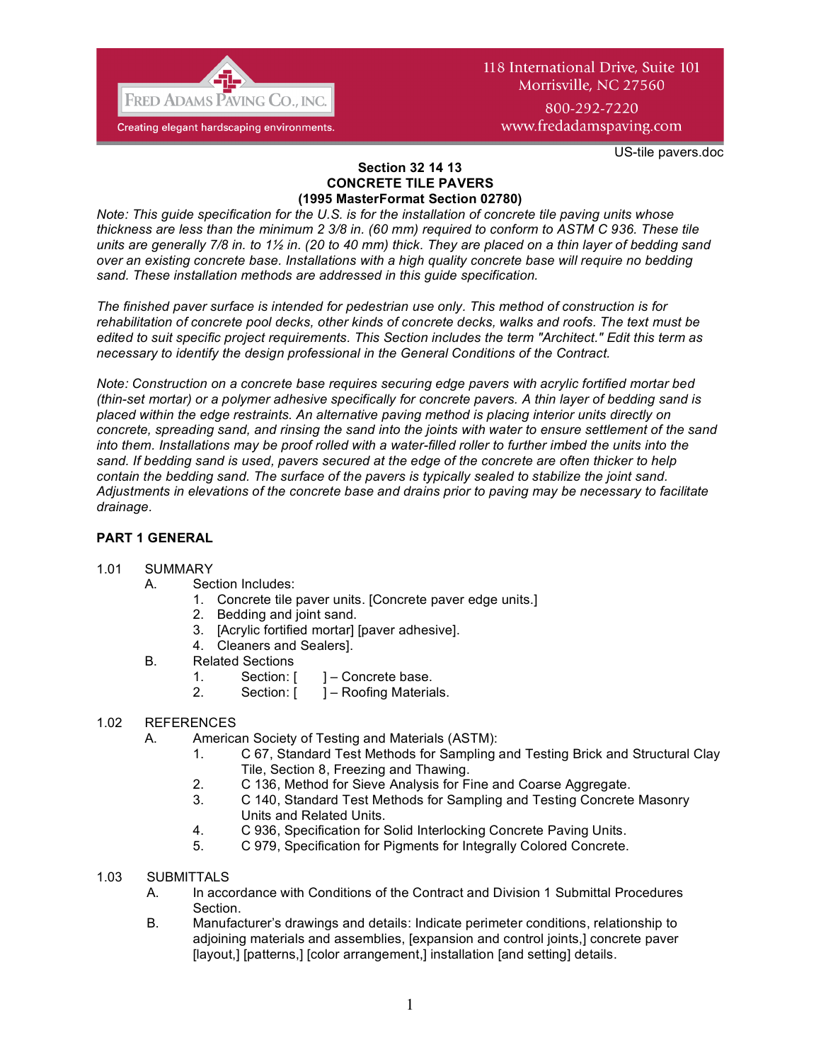FRED ADAMS PAVING CO., INC.
Creating elegant hardscaping environments.

118 International Drive, Suite 101
Morrisville, NC 27560
800-292-7220
www.fredadamspaving.com

US-tile pavers.doc

**Section 32 14 13**
**CONCRETE TILE PAVERS**
**(1995 MasterFormat Section 02780)**

*Note: This guide specification for the U.S. is for the installation of concrete tile paving units whose thickness are less than the minimum 2 3/8 in. (60 mm) required to conform to ASTM C 936. These tile units are generally 7/8 in. to 1½ in. (20 to 40 mm) thick. They are placed on a thin layer of bedding sand over an existing concrete base. Installations with a high quality concrete base will require no bedding sand. These installation methods are addressed in this guide specification.*

*The finished paver surface is intended for pedestrian use only. This method of construction is for rehabilitation of concrete pool decks, other kinds of concrete decks, walks and roofs. The text must be edited to suit specific project requirements. This Section includes the term "Architect." Edit this term as necessary to identify the design professional in the General Conditions of the Contract.*

*Note: Construction on a concrete base requires securing edge pavers with acrylic fortified mortar bed (thin-set mortar) or a polymer adhesive specifically for concrete pavers. A thin layer of bedding sand is placed within the edge restraints. An alternative paving method is placing interior units directly on concrete, spreading sand, and rinsing the sand into the joints with water to ensure settlement of the sand into them. Installations may be proof rolled with a water-filled roller to further imbed the units into the sand. If bedding sand is used, pavers secured at the edge of the concrete are often thicker to help contain the bedding sand. The surface of the pavers is typically sealed to stabilize the joint sand. Adjustments in elevations of the concrete base and drains prior to paving may be necessary to facilitate drainage.*

## PART 1 GENERAL

1.01 SUMMARY

- A. Section Includes:
  1. Concrete tile paver units. [Concrete paver edge units.]
  2. Bedding and joint sand.
  3. [Acrylic fortified mortar] [paver adhesive].
  4. Cleaners and Sealers].
- B. Related Sections
  1. Section: [ ] – Concrete base.
  2. Section: [ ] – Roofing Materials.

1.02 REFERENCES

- A. American Society of Testing and Materials (ASTM):
  1. C 67, Standard Test Methods for Sampling and Testing Brick and Structural Clay Tile, Section 8, Freezing and Thawing.
  2. C 136, Method for Sieve Analysis for Fine and Coarse Aggregate.
  3. C 140, Standard Test Methods for Sampling and Testing Concrete Masonry Units and Related Units.
  4. C 936, Specification for Solid Interlocking Concrete Paving Units.
  5. C 979, Specification for Pigments for Integrally Colored Concrete.

1.03 SUBMITTALS

- A. In accordance with Conditions of the Contract and Division 1 Submittal Procedures Section.
- B. Manufacturer's drawings and details: Indicate perimeter conditions, relationship to adjoining materials and assemblies, [expansion and control joints,] concrete paver [layout,] [patterns,] [color arrangement,] installation [and setting] details.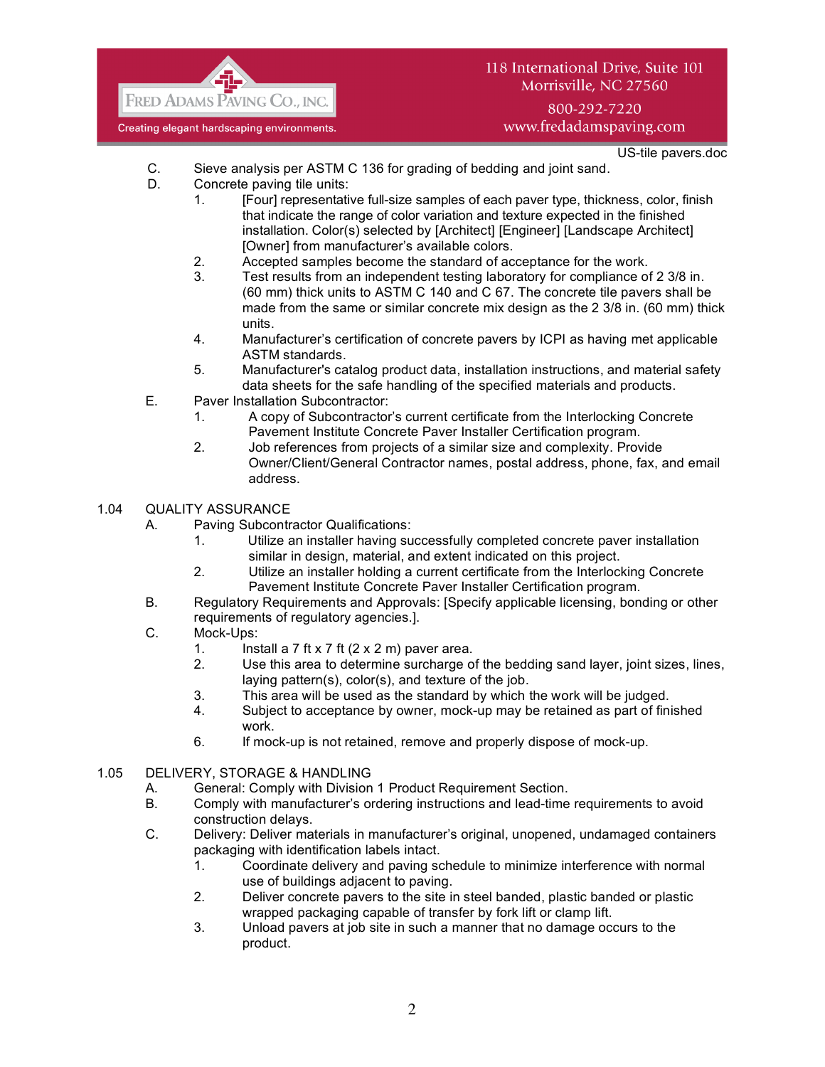C. Sieve analysis per ASTM C 136 for grading of bedding and joint sand.

D. Concrete paving tile units:

1. [Four] representative full-size samples of each paver type, thickness, color, finish that indicate the range of color variation and texture expected in the finished installation. Color(s) selected by [Architect] [Engineer] [Landscape Architect] [Owner] from manufacturer's available colors.
2. Accepted samples become the standard of acceptance for the work.
3. Test results from an independent testing laboratory for compliance of 2 3/8 in. (60 mm) thick units to ASTM C 140 and C 67. The concrete tile pavers shall be made from the same or similar concrete mix design as the 2 3/8 in. (60 mm) thick units.
4. Manufacturer's certification of concrete pavers by ICPI as having met applicable ASTM standards.
5. Manufacturer's catalog product data, installation instructions, and material safety data sheets for the safe handling of the specified materials and products.

E. Paver Installation Subcontractor:

1. A copy of Subcontractor's current certificate from the Interlocking Concrete Pavement Institute Concrete Paver Installer Certification program.
2. Job references from projects of a similar size and complexity. Provide Owner/Client/General Contractor names, postal address, phone, fax, and email address.

## 1.04 QUALITY ASSURANCE

A. Paving Subcontractor Qualifications:

1. Utilize an installer having successfully completed concrete paver installation similar in design, material, and extent indicated on this project.
2. Utilize an installer holding a current certificate from the Interlocking Concrete Pavement Institute Concrete Paver Installer Certification program.

B. Regulatory Requirements and Approvals: [Specify applicable licensing, bonding or other requirements of regulatory agencies.].

C. Mock-Ups:

1. Install a 7 ft x 7 ft (2 x 2 m) paver area.
2. Use this area to determine surcharge of the bedding sand layer, joint sizes, lines, laying pattern(s), color(s), and texture of the job.
3. This area will be used as the standard by which the work will be judged.
4. Subject to acceptance by owner, mock-up may be retained as part of finished work.
6. If mock-up is not retained, remove and properly dispose of mock-up.

## 1.05 DELIVERY, STORAGE & HANDLING

A. General: Comply with Division 1 Product Requirement Section.

B. Comply with manufacturer's ordering instructions and lead-time requirements to avoid construction delays.

C. Delivery: Deliver materials in manufacturer's original, unopened, undamaged containers packaging with identification labels intact.

1. Coordinate delivery and paving schedule to minimize interference with normal use of buildings adjacent to paving.
2. Deliver concrete pavers to the site in steel banded, plastic banded or plastic wrapped packaging capable of transfer by fork lift or clamp lift.
3. Unload pavers at job site in such a manner that no damage occurs to the product.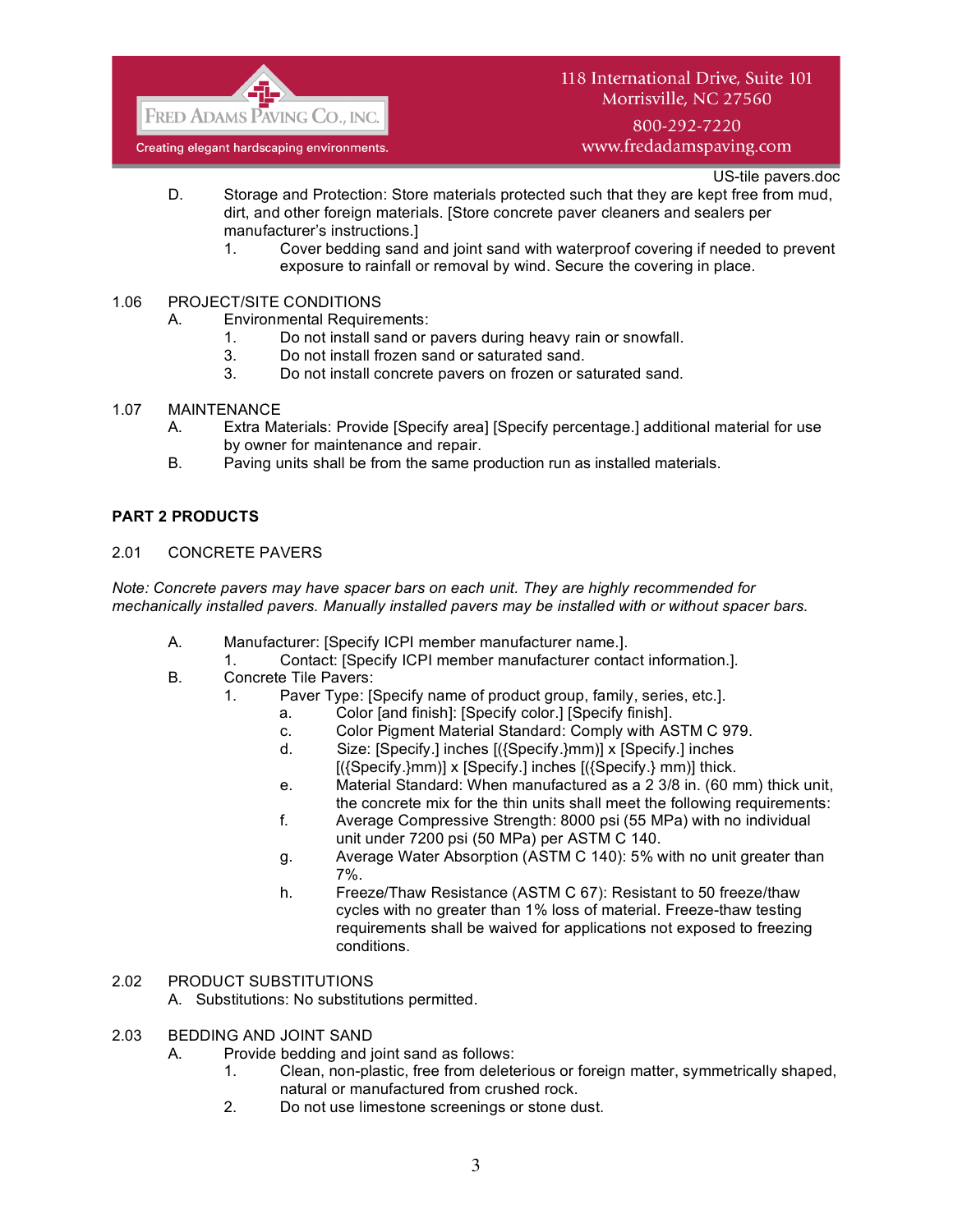D. Storage and Protection: Store materials protected such that they are kept free from mud, dirt, and other foreign materials. [Store concrete paver cleaners and sealers per manufacturer's instructions.]

1. Cover bedding sand and joint sand with waterproof covering if needed to prevent exposure to rainfall or removal by wind. Secure the covering in place.

1.06 PROJECT/SITE CONDITIONS

A. Environmental Requirements:

1. Do not install sand or pavers during heavy rain or snowfall.
3. Do not install frozen sand or saturated sand.
3. Do not install concrete pavers on frozen or saturated sand.

1.07 MAINTENANCE

A. Extra Materials: Provide [Specify area] [Specify percentage.] additional material for use by owner for maintenance and repair.

B. Paving units shall be from the same production run as installed materials.

## PART 2 PRODUCTS

2.01 CONCRETE PAVERS

*Note: Concrete pavers may have spacer bars on each unit. They are highly recommended for mechanically installed pavers. Manually installed pavers may be installed with or without spacer bars.*

A. Manufacturer: [Specify ICPI member manufacturer name.].

1. Contact: [Specify ICPI member manufacturer contact information.].

B. Concrete Tile Pavers:

1. Paver Type: [Specify name of product group, family, series, etc.].
   a. Color [and finish]: [Specify color.] [Specify finish].
   c. Color Pigment Material Standard: Comply with ASTM C 979.
   d. Size: [Specify.] inches [({Specify.}mm)] x [Specify.] inches [({Specify.}mm)] x [Specify.] inches [({Specify.} mm)] thick.
   e. Material Standard: When manufactured as a 2 3/8 in. (60 mm) thick unit, the concrete mix for the thin units shall meet the following requirements:
   f. Average Compressive Strength: 8000 psi (55 MPa) with no individual unit under 7200 psi (50 MPa) per ASTM C 140.
   g. Average Water Absorption (ASTM C 140): 5% with no unit greater than 7%.
   h. Freeze/Thaw Resistance (ASTM C 67): Resistant to 50 freeze/thaw cycles with no greater than 1% loss of material. Freeze-thaw testing requirements shall be waived for applications not exposed to freezing conditions.

2.02 PRODUCT SUBSTITUTIONS

A. Substitutions: No substitutions permitted.

2.03 BEDDING AND JOINT SAND

A. Provide bedding and joint sand as follows:

1. Clean, non-plastic, free from deleterious or foreign matter, symmetrically shaped, natural or manufactured from crushed rock.
2. Do not use limestone screenings or stone dust.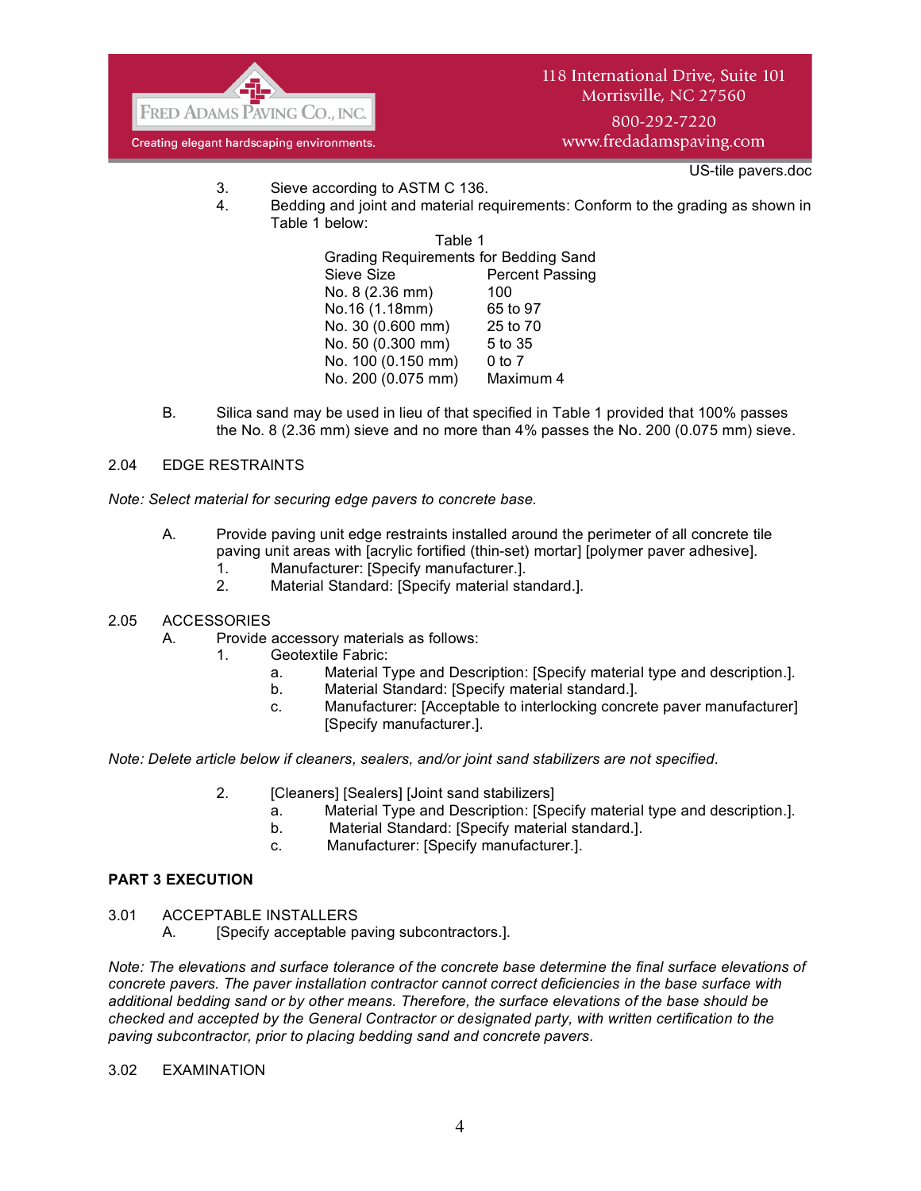3. Sieve according to ASTM C 136.
4. Bedding and joint and material requirements: Conform to the grading as shown in Table 1 below:

Table 1
Grading Requirements for Bedding Sand

| Sieve Size | Percent Passing |
|---|---|
| No. 8 (2.36 mm) | 100 |
| No.16 (1.18mm) | 65 to 97 |
| No. 30 (0.600 mm) | 25 to 70 |
| No. 50 (0.300 mm) | 5 to 35 |
| No. 100 (0.150 mm) | 0 to 7 |
| No. 200 (0.075 mm) | Maximum 4 |

B. Silica sand may be used in lieu of that specified in Table 1 provided that 100% passes the No. 8 (2.36 mm) sieve and no more than 4% passes the No. 200 (0.075 mm) sieve.

2.04 EDGE RESTRAINTS

*Note: Select material for securing edge pavers to concrete base.*

A. Provide paving unit edge restraints installed around the perimeter of all concrete tile paving unit areas with [acrylic fortified (thin-set) mortar] [polymer paver adhesive].
   1. Manufacturer: [Specify manufacturer.].
   2. Material Standard: [Specify material standard.].

2.05 ACCESSORIES

A. Provide accessory materials as follows:
   1. Geotextile Fabric:
      a. Material Type and Description: [Specify material type and description.].
      b. Material Standard: [Specify material standard.].
      c. Manufacturer: [Acceptable to interlocking concrete paver manufacturer] [Specify manufacturer.].

*Note: Delete article below if cleaners, sealers, and/or joint sand stabilizers are not specified.*

   2. [Cleaners] [Sealers] [Joint sand stabilizers]
      a. Material Type and Description: [Specify material type and description.].
      b. Material Standard: [Specify material standard.].
      c. Manufacturer: [Specify manufacturer.].

**PART 3 EXECUTION**

3.01 ACCEPTABLE INSTALLERS

A. [Specify acceptable paving subcontractors.].

*Note: The elevations and surface tolerance of the concrete base determine the final surface elevations of concrete pavers. The paver installation contractor cannot correct deficiencies in the base surface with additional bedding sand or by other means. Therefore, the surface elevations of the base should be checked and accepted by the General Contractor or designated party, with written certification to the paving subcontractor, prior to placing bedding sand and concrete pavers.*

3.02 EXAMINATION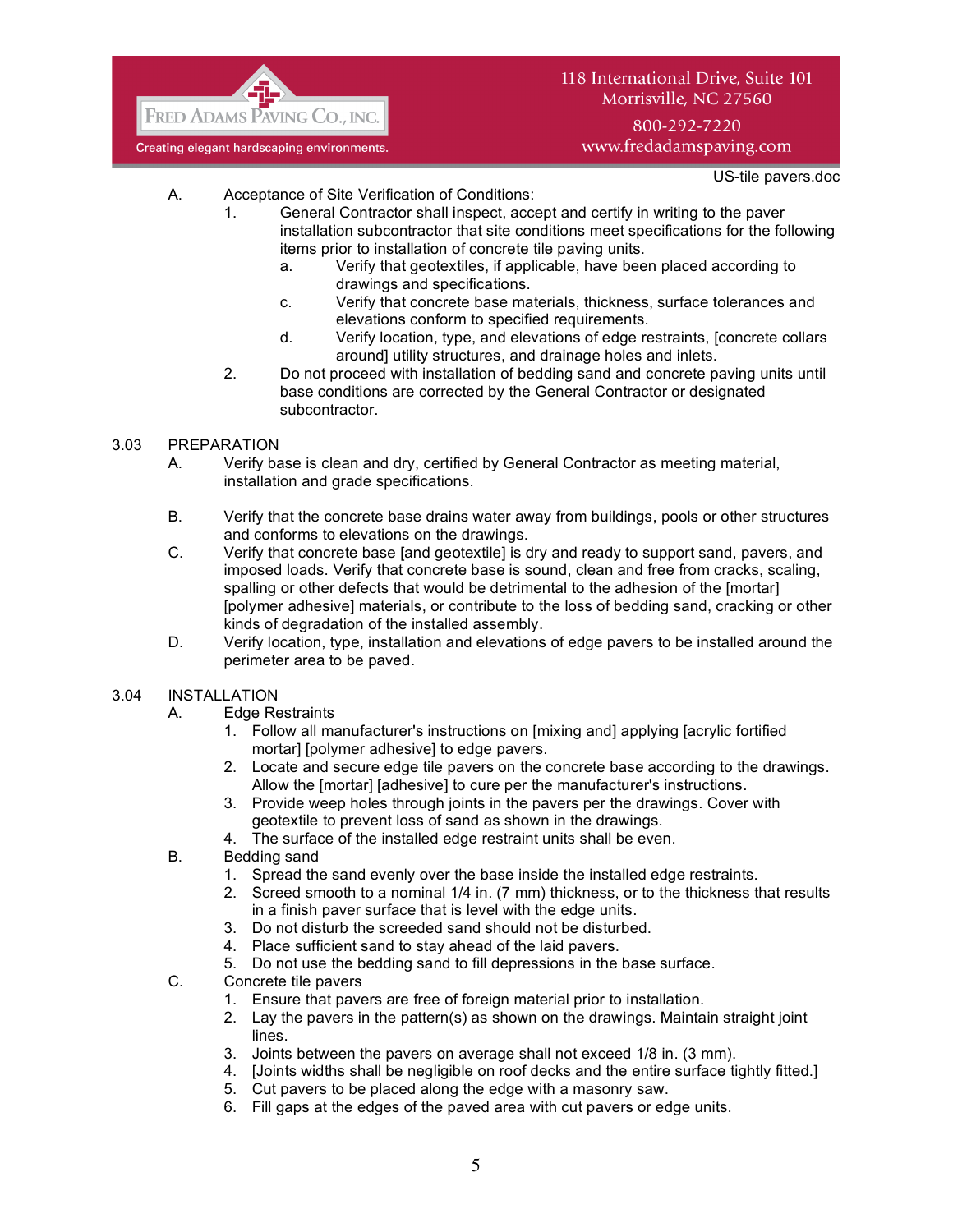A. Acceptance of Site Verification of Conditions:

1. General Contractor shall inspect, accept and certify in writing to the paver installation subcontractor that site conditions meet specifications for the following items prior to installation of concrete tile paving units.
   a. Verify that geotextiles, if applicable, have been placed according to drawings and specifications.
   c. Verify that concrete base materials, thickness, surface tolerances and elevations conform to specified requirements.
   d. Verify location, type, and elevations of edge restraints, [concrete collars around] utility structures, and drainage holes and inlets.
2. Do not proceed with installation of bedding sand and concrete paving units until base conditions are corrected by the General Contractor or designated subcontractor.

## 3.03 PREPARATION

A. Verify base is clean and dry, certified by General Contractor as meeting material, installation and grade specifications.

B. Verify that the concrete base drains water away from buildings, pools or other structures and conforms to elevations on the drawings.

C. Verify that concrete base [and geotextile] is dry and ready to support sand, pavers, and imposed loads. Verify that concrete base is sound, clean and free from cracks, scaling, spalling or other defects that would be detrimental to the adhesion of the [mortar] [polymer adhesive] materials, or contribute to the loss of bedding sand, cracking or other kinds of degradation of the installed assembly.

D. Verify location, type, installation and elevations of edge pavers to be installed around the perimeter area to be paved.

## 3.04 INSTALLATION

A. Edge Restraints

1. Follow all manufacturer's instructions on [mixing and] applying [acrylic fortified mortar] [polymer adhesive] to edge pavers.
2. Locate and secure edge tile pavers on the concrete base according to the drawings. Allow the [mortar] [adhesive] to cure per the manufacturer's instructions.
3. Provide weep holes through joints in the pavers per the drawings. Cover with geotextile to prevent loss of sand as shown in the drawings.
4. The surface of the installed edge restraint units shall be even.

B. Bedding sand

1. Spread the sand evenly over the base inside the installed edge restraints.
2. Screed smooth to a nominal 1/4 in. (7 mm) thickness, or to the thickness that results in a finish paver surface that is level with the edge units.
3. Do not disturb the screeded sand should not be disturbed.
4. Place sufficient sand to stay ahead of the laid pavers.
5. Do not use the bedding sand to fill depressions in the base surface.

C. Concrete tile pavers

1. Ensure that pavers are free of foreign material prior to installation.
2. Lay the pavers in the pattern(s) as shown on the drawings. Maintain straight joint lines.
3. Joints between the pavers on average shall not exceed 1/8 in. (3 mm).
4. [Joints widths shall be negligible on roof decks and the entire surface tightly fitted.]
5. Cut pavers to be placed along the edge with a masonry saw.
6. Fill gaps at the edges of the paved area with cut pavers or edge units.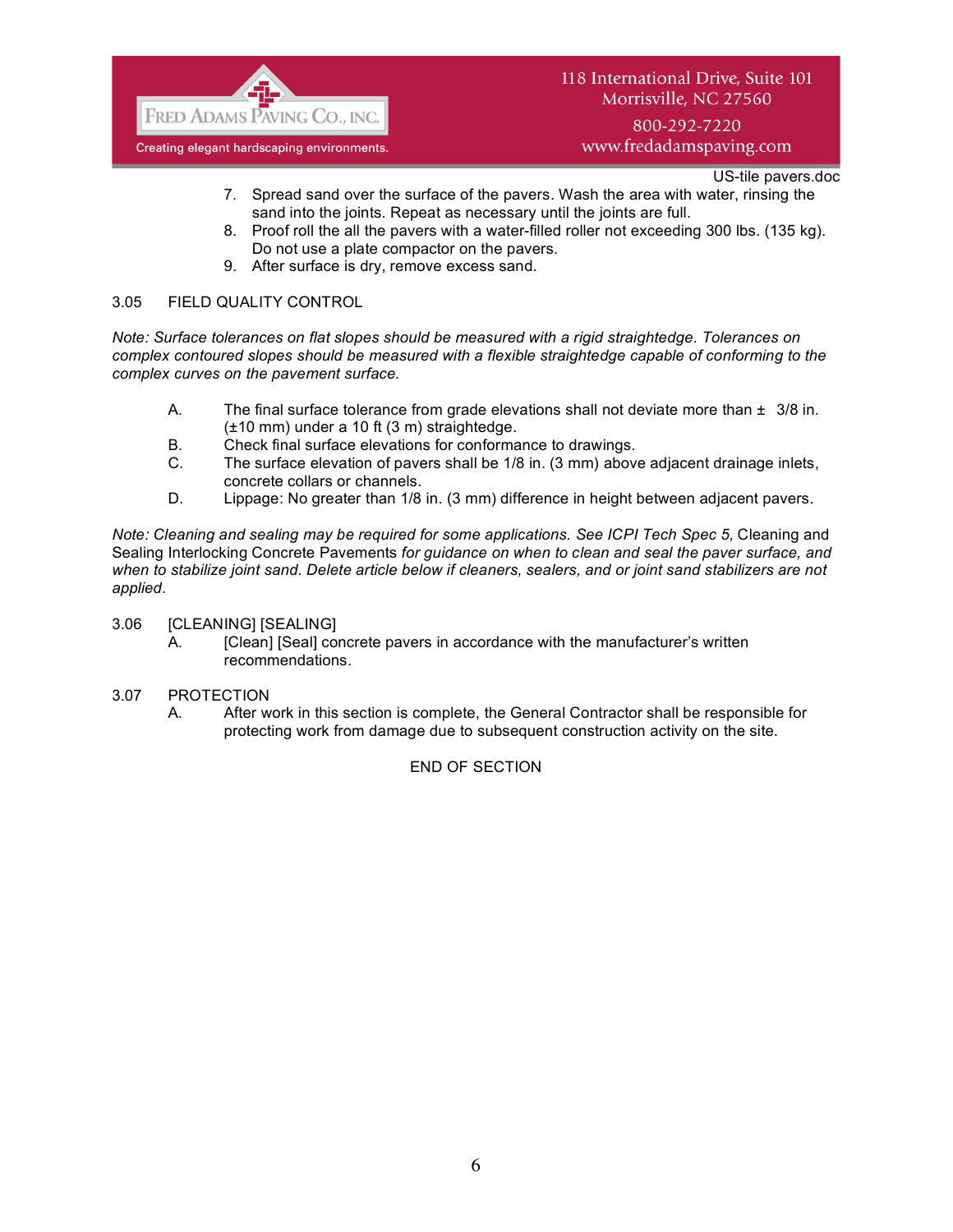7. Spread sand over the surface of the pavers. Wash the area with water, rinsing the sand into the joints. Repeat as necessary until the joints are full.
8. Proof roll the all the pavers with a water-filled roller not exceeding 300 lbs. (135 kg). Do not use a plate compactor on the pavers.
9. After surface is dry, remove excess sand.

3.05 FIELD QUALITY CONTROL

*Note: Surface tolerances on flat slopes should be measured with a rigid straightedge. Tolerances on complex contoured slopes should be measured with a flexible straightedge capable of conforming to the complex curves on the pavement surface.*

A. The final surface tolerance from grade elevations shall not deviate more than ± 3/8 in. (±10 mm) under a 10 ft (3 m) straightedge.
B. Check final surface elevations for conformance to drawings.
C. The surface elevation of pavers shall be 1/8 in. (3 mm) above adjacent drainage inlets, concrete collars or channels.
D. Lippage: No greater than 1/8 in. (3 mm) difference in height between adjacent pavers.

*Note: Cleaning and sealing may be required for some applications. See ICPI Tech Spec 5,* Cleaning and Sealing Interlocking Concrete Pavements *for guidance on when to clean and seal the paver surface, and when to stabilize joint sand. Delete article below if cleaners, sealers, and or joint sand stabilizers are not applied.*

3.06 [CLEANING] [SEALING]

A. [Clean] [Seal] concrete pavers in accordance with the manufacturer's written recommendations.

3.07 PROTECTION

A. After work in this section is complete, the General Contractor shall be responsible for protecting work from damage due to subsequent construction activity on the site.

END OF SECTION